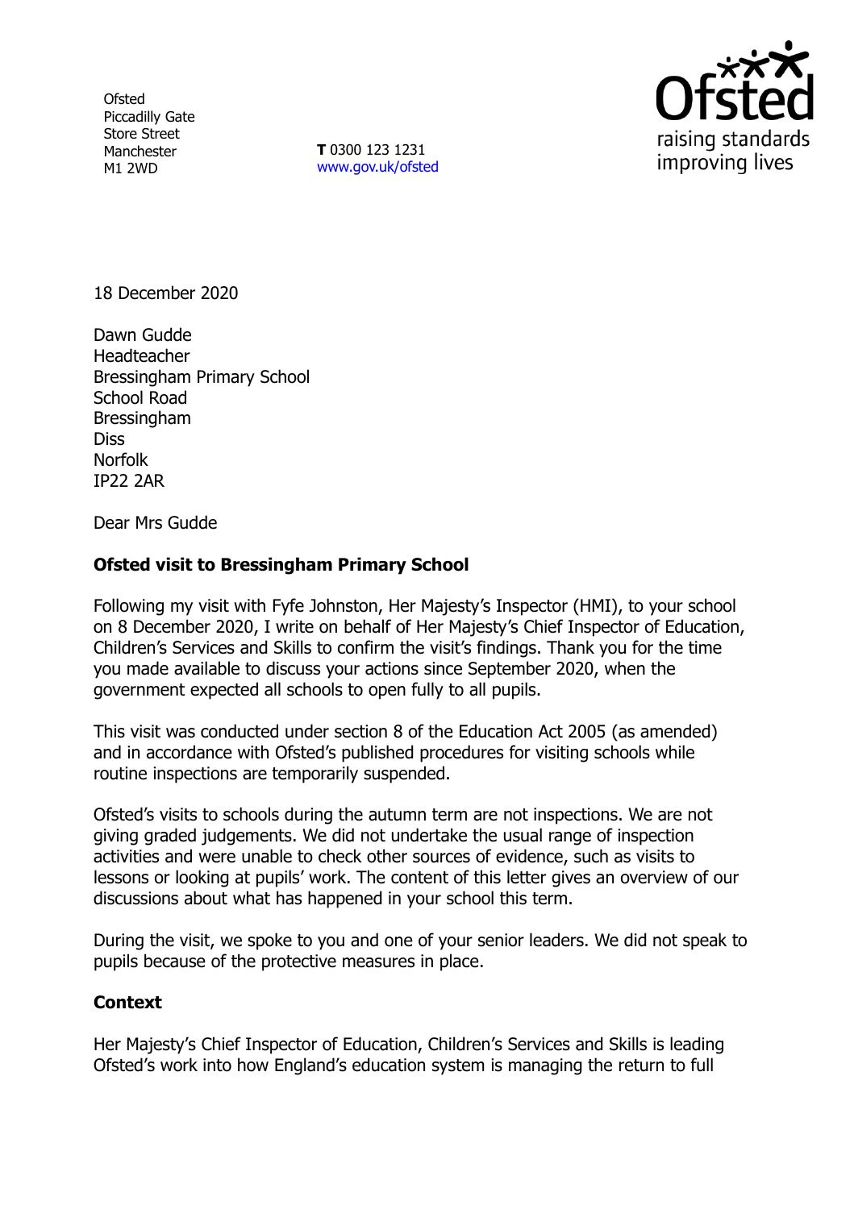Ofsted
Piccadilly Gate
Store Street
Manchester
M1 2WD

**T** 0300 123 1231
www.gov.uk/ofsted

18 December 2020

Dawn Gudde
Headteacher
Bressingham Primary School
School Road
Bressingham
Diss
Norfolk
IP22 2AR

Dear Mrs Gudde

**Ofsted visit to Bressingham Primary School**

Following my visit with Fyfe Johnston, Her Majesty's Inspector (HMI), to your school on 8 December 2020, I write on behalf of Her Majesty's Chief Inspector of Education, Children's Services and Skills to confirm the visit's findings. Thank you for the time you made available to discuss your actions since September 2020, when the government expected all schools to open fully to all pupils.

This visit was conducted under section 8 of the Education Act 2005 (as amended) and in accordance with Ofsted's published procedures for visiting schools while routine inspections are temporarily suspended.

Ofsted's visits to schools during the autumn term are not inspections. We are not giving graded judgements. We did not undertake the usual range of inspection activities and were unable to check other sources of evidence, such as visits to lessons or looking at pupils' work. The content of this letter gives an overview of our discussions about what has happened in your school this term.

During the visit, we spoke to you and one of your senior leaders. We did not speak to pupils because of the protective measures in place.

**Context**

Her Majesty's Chief Inspector of Education, Children's Services and Skills is leading Ofsted's work into how England's education system is managing the return to full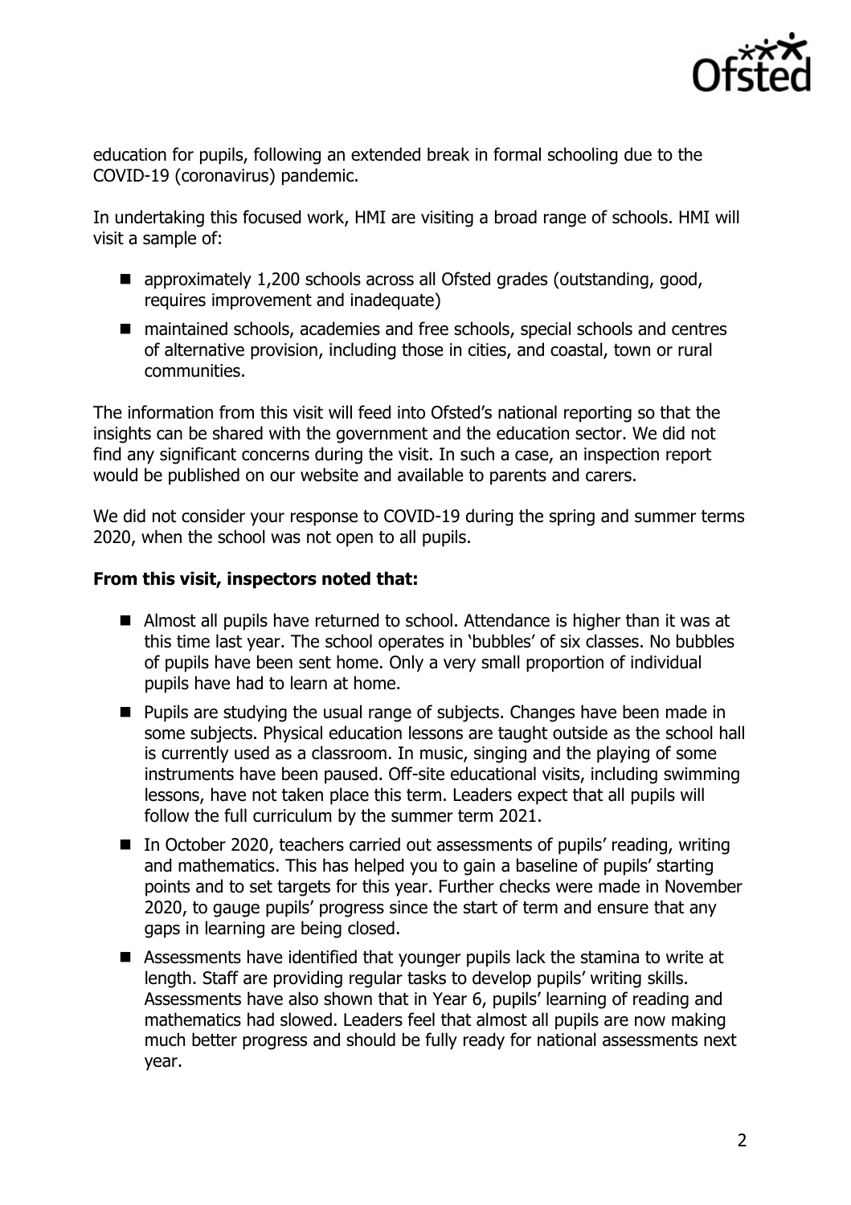education for pupils, following an extended break in formal schooling due to the COVID-19 (coronavirus) pandemic.

In undertaking this focused work, HMI are visiting a broad range of schools. HMI will visit a sample of:

- approximately 1,200 schools across all Ofsted grades (outstanding, good, requires improvement and inadequate)
- maintained schools, academies and free schools, special schools and centres of alternative provision, including those in cities, and coastal, town or rural communities.

The information from this visit will feed into Ofsted's national reporting so that the insights can be shared with the government and the education sector. We did not find any significant concerns during the visit. In such a case, an inspection report would be published on our website and available to parents and carers.

We did not consider your response to COVID-19 during the spring and summer terms 2020, when the school was not open to all pupils.

**From this visit, inspectors noted that:**

- Almost all pupils have returned to school. Attendance is higher than it was at this time last year. The school operates in 'bubbles' of six classes. No bubbles of pupils have been sent home. Only a very small proportion of individual pupils have had to learn at home.
- Pupils are studying the usual range of subjects. Changes have been made in some subjects. Physical education lessons are taught outside as the school hall is currently used as a classroom. In music, singing and the playing of some instruments have been paused. Off-site educational visits, including swimming lessons, have not taken place this term. Leaders expect that all pupils will follow the full curriculum by the summer term 2021.
- In October 2020, teachers carried out assessments of pupils' reading, writing and mathematics. This has helped you to gain a baseline of pupils' starting points and to set targets for this year. Further checks were made in November 2020, to gauge pupils' progress since the start of term and ensure that any gaps in learning are being closed.
- Assessments have identified that younger pupils lack the stamina to write at length. Staff are providing regular tasks to develop pupils' writing skills. Assessments have also shown that in Year 6, pupils' learning of reading and mathematics had slowed. Leaders feel that almost all pupils are now making much better progress and should be fully ready for national assessments next year.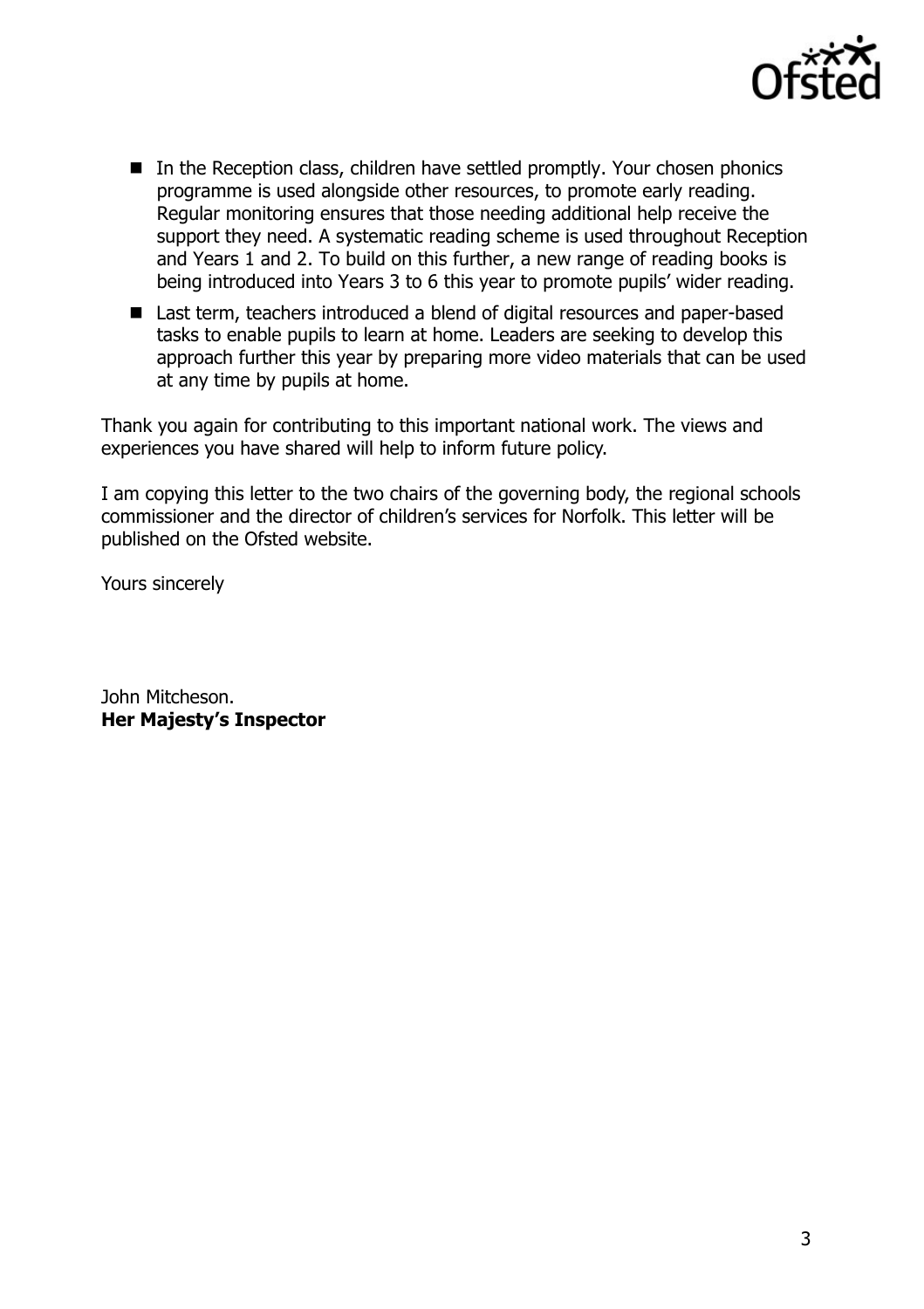- In the Reception class, children have settled promptly. Your chosen phonics programme is used alongside other resources, to promote early reading. Regular monitoring ensures that those needing additional help receive the support they need. A systematic reading scheme is used throughout Reception and Years 1 and 2. To build on this further, a new range of reading books is being introduced into Years 3 to 6 this year to promote pupils' wider reading.
- Last term, teachers introduced a blend of digital resources and paper-based tasks to enable pupils to learn at home. Leaders are seeking to develop this approach further this year by preparing more video materials that can be used at any time by pupils at home.

Thank you again for contributing to this important national work. The views and experiences you have shared will help to inform future policy.

I am copying this letter to the two chairs of the governing body, the regional schools commissioner and the director of children's services for Norfolk. This letter will be published on the Ofsted website.

Yours sincerely

John Mitcheson.
**Her Majesty's Inspector**